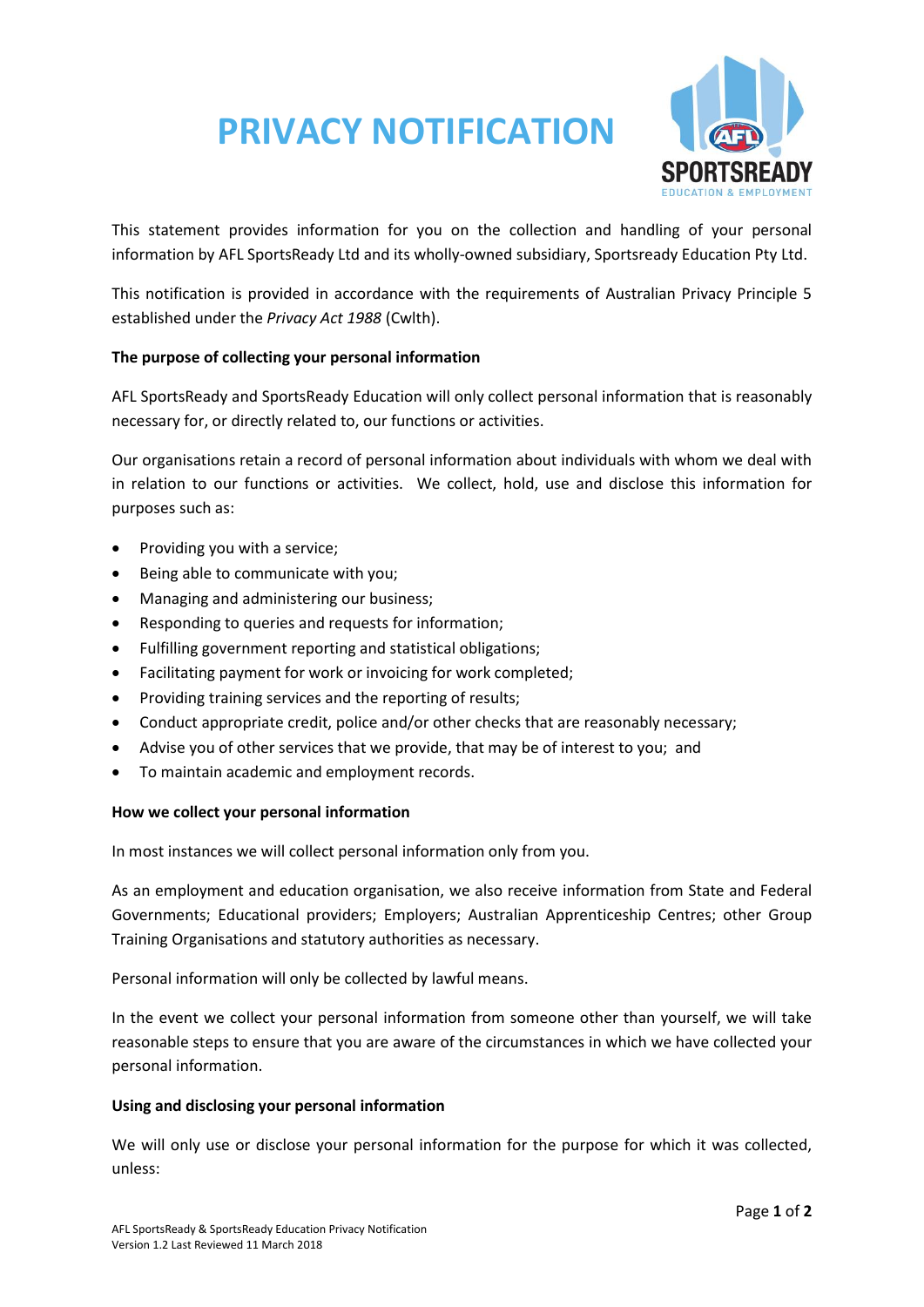# PRIVACY NOTIFICATION

This statement provides information for you on the collection and handling of your personal information by AFL SportsReady Ltd and its wholly-owned subsidiary, Sportsready Education Pty Ltd.

This notification is provided in accordance with the requirements of Australian Privacy Principle 5 established under the *Privacy Act 1988* (Cwlth).

**The purpose of collecting your personal information**

AFL SportsReady and SportsReady Education will only collect personal information that is reasonably necessary for, or directly related to, our functions or activities.

Our organisations retain a record of personal information about individuals with whom we deal with in relation to our functions or activities. We collect, hold, use and disclose this information for purposes such as:

- Providing you with a service;
- Being able to communicate with you;
- Managing and administering our business;
- Responding to queries and requests for information;
- Fulfilling government reporting and statistical obligations;
- Facilitating payment for work or invoicing for work completed;
- Providing training services and the reporting of results;
- Conduct appropriate credit, police and/or other checks that are reasonably necessary;
- Advise you of other services that we provide, that may be of interest to you; and
- To maintain academic and employment records.

**How we collect your personal information**

In most instances we will collect personal information only from you.

As an employment and education organisation, we also receive information from State and Federal Governments; Educational providers; Employers; Australian Apprenticeship Centres; other Group Training Organisations and statutory authorities as necessary.

Personal information will only be collected by lawful means.

In the event we collect your personal information from someone other than yourself, we will take reasonable steps to ensure that you are aware of the circumstances in which we have collected your personal information.

**Using and disclosing your personal information**

We will only use or disclose your personal information for the purpose for which it was collected, unless:

AFL SportsReady & SportsReady Education Privacy Notification
Version 1.2 Last Reviewed 11 March 2018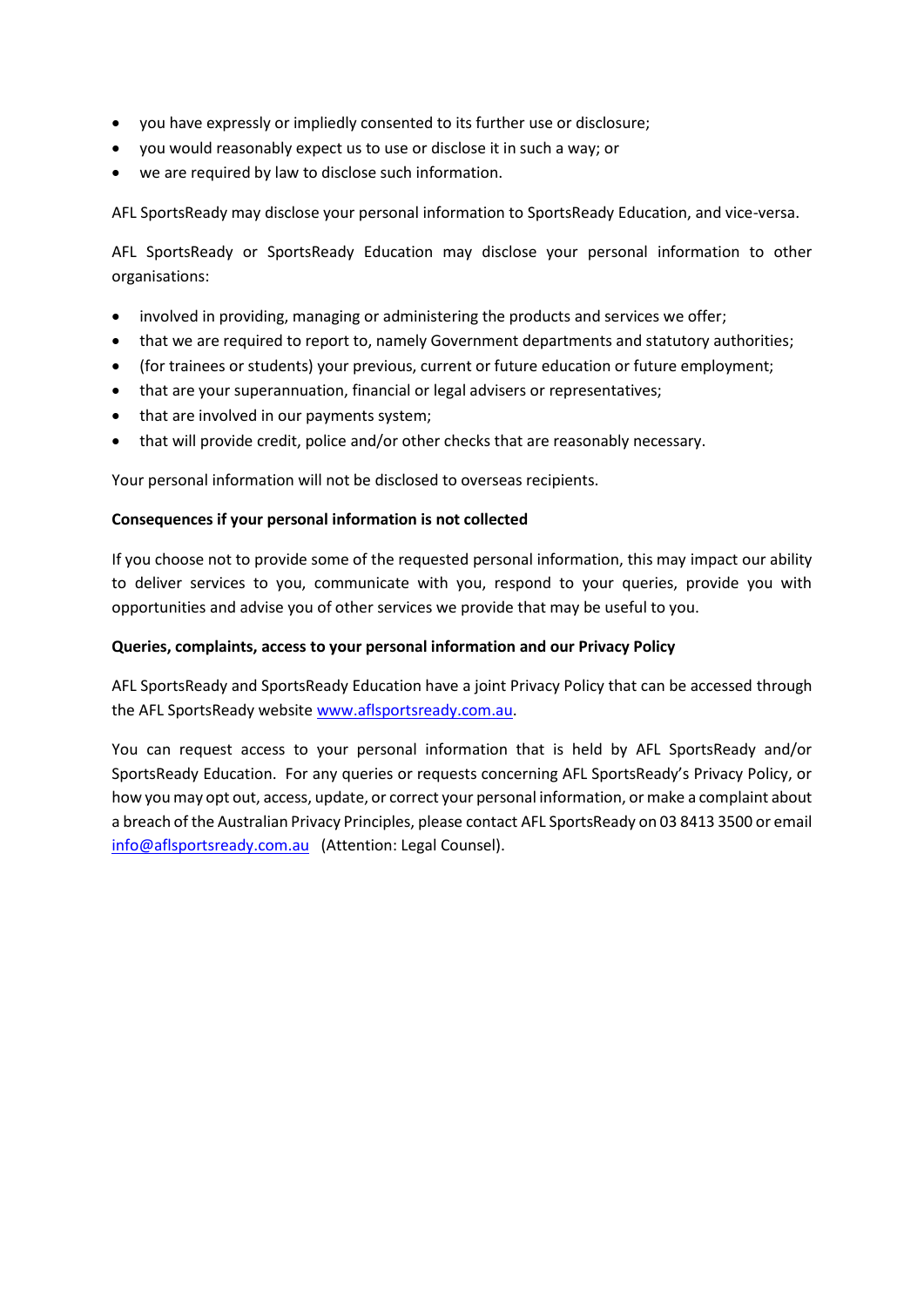- you have expressly or impliedly consented to its further use or disclosure;
- you would reasonably expect us to use or disclose it in such a way; or
- we are required by law to disclose such information.

AFL SportsReady may disclose your personal information to SportsReady Education, and vice-versa.

AFL SportsReady or SportsReady Education may disclose your personal information to other organisations:

- involved in providing, managing or administering the products and services we offer;
- that we are required to report to, namely Government departments and statutory authorities;
- (for trainees or students) your previous, current or future education or future employment;
- that are your superannuation, financial or legal advisers or representatives;
- that are involved in our payments system;
- that will provide credit, police and/or other checks that are reasonably necessary.

Your personal information will not be disclosed to overseas recipients.

**Consequences if your personal information is not collected**

If you choose not to provide some of the requested personal information, this may impact our ability to deliver services to you, communicate with you, respond to your queries, provide you with opportunities and advise you of other services we provide that may be useful to you.

**Queries, complaints, access to your personal information and our Privacy Policy**

AFL SportsReady and SportsReady Education have a joint Privacy Policy that can be accessed through the AFL SportsReady website [www.aflsportsready.com.au](http://www.aflsportsready.com.au).

You can request access to your personal information that is held by AFL SportsReady and/or SportsReady Education. For any queries or requests concerning AFL SportsReady's Privacy Policy, or how you may opt out, access, update, or correct your personal information, or make a complaint about a breach of the Australian Privacy Principles, please contact AFL SportsReady on 03 8413 3500 or email [info@aflsportsready.com.au](mailto:info@aflsportsready.com.au) (Attention: Legal Counsel).